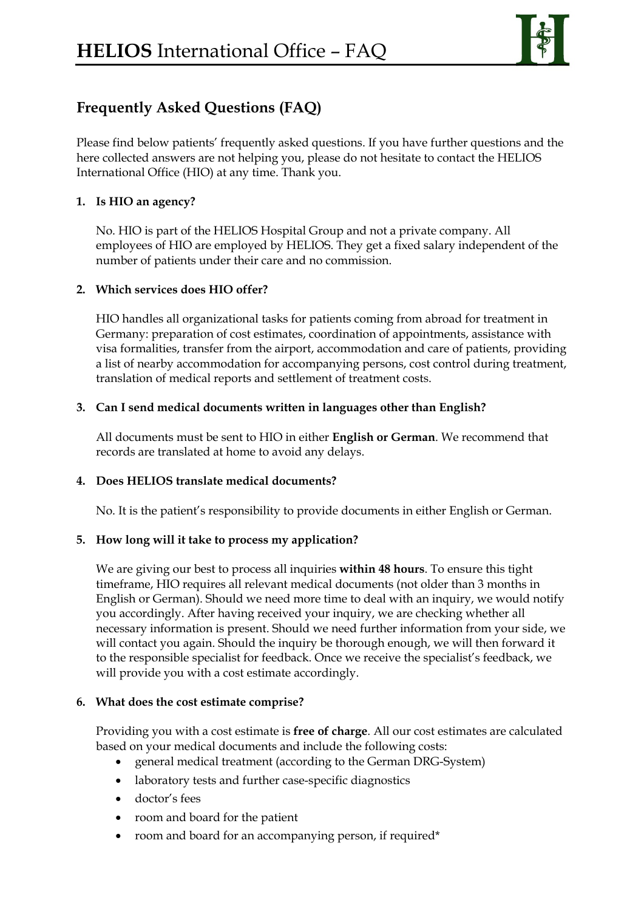# **HELIOS** International Office – FAQ

## Frequently Asked Questions (FAQ)

Please find below patients' frequently asked questions. If you have further questions and the here collected answers are not helping you, please do not hesitate to contact the HELIOS International Office (HIO) at any time. Thank you.

1. **Is HIO an agency?**

   No. HIO is part of the HELIOS Hospital Group and not a private company. All employees of HIO are employed by HELIOS. They get a fixed salary independent of the number of patients under their care and no commission.

2. **Which services does HIO offer?**

   HIO handles all organizational tasks for patients coming from abroad for treatment in Germany: preparation of cost estimates, coordination of appointments, assistance with visa formalities, transfer from the airport, accommodation and care of patients, providing a list of nearby accommodation for accompanying persons, cost control during treatment, translation of medical reports and settlement of treatment costs.

3. **Can I send medical documents written in languages other than English?**

   All documents must be sent to HIO in either **English or German**. We recommend that records are translated at home to avoid any delays.

4. **Does HELIOS translate medical documents?**

   No. It is the patient's responsibility to provide documents in either English or German.

5. **How long will it take to process my application?**

   We are giving our best to process all inquiries **within 48 hours**. To ensure this tight timeframe, HIO requires all relevant medical documents (not older than 3 months in English or German). Should we need more time to deal with an inquiry, we would notify you accordingly. After having received your inquiry, we are checking whether all necessary information is present. Should we need further information from your side, we will contact you again. Should the inquiry be thorough enough, we will then forward it to the responsible specialist for feedback. Once we receive the specialist's feedback, we will provide you with a cost estimate accordingly.

6. **What does the cost estimate comprise?**

   Providing you with a cost estimate is **free of charge**. All our cost estimates are calculated based on your medical documents and include the following costs:
   - general medical treatment (according to the German DRG-System)
   - laboratory tests and further case-specific diagnostics
   - doctor's fees
   - room and board for the patient
   - room and board for an accompanying person, if required*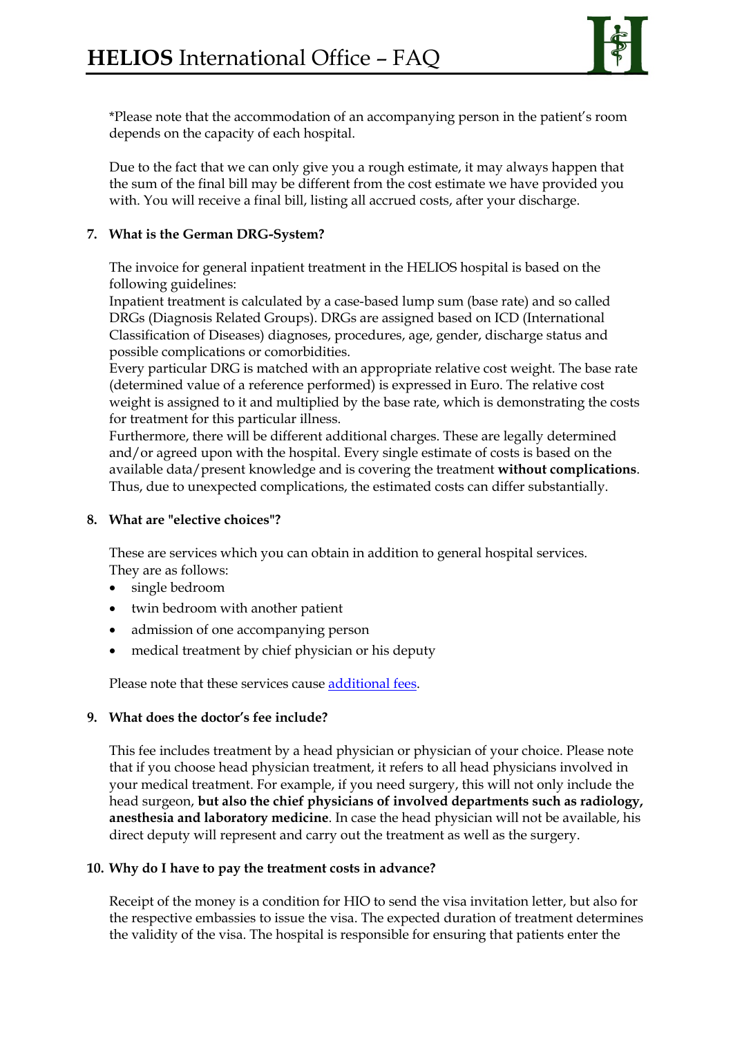*Please note that the accommodation of an accompanying person in the patient's room depends on the capacity of each hospital.

Due to the fact that we can only give you a rough estimate, it may always happen that the sum of the final bill may be different from the cost estimate we have provided you with. You will receive a final bill, listing all accrued costs, after your discharge.

**7. What is the German DRG-System?**

The invoice for general inpatient treatment in the HELIOS hospital is based on the following guidelines:
Inpatient treatment is calculated by a case-based lump sum (base rate) and so called DRGs (Diagnosis Related Groups). DRGs are assigned based on ICD (International Classification of Diseases) diagnoses, procedures, age, gender, discharge status and possible complications or comorbidities.
Every particular DRG is matched with an appropriate relative cost weight. The base rate (determined value of a reference performed) is expressed in Euro. The relative cost weight is assigned to it and multiplied by the base rate, which is demonstrating the costs for treatment for this particular illness.
Furthermore, there will be different additional charges. These are legally determined and/or agreed upon with the hospital. Every single estimate of costs is based on the available data/present knowledge and is covering the treatment **without complications**. Thus, due to unexpected complications, the estimated costs can differ substantially.

**8. What are "elective choices"?**

These are services which you can obtain in addition to general hospital services. They are as follows:

- single bedroom
- twin bedroom with another patient
- admission of one accompanying person
- medical treatment by chief physician or his deputy

Please note that these services cause additional fees.

**9. What does the doctor's fee include?**

This fee includes treatment by a head physician or physician of your choice. Please note that if you choose head physician treatment, it refers to all head physicians involved in your medical treatment. For example, if you need surgery, this will not only include the head surgeon, **but also the chief physicians of involved departments such as radiology, anesthesia and laboratory medicine**. In case the head physician will not be available, his direct deputy will represent and carry out the treatment as well as the surgery.

**10. Why do I have to pay the treatment costs in advance?**

Receipt of the money is a condition for HIO to send the visa invitation letter, but also for the respective embassies to issue the visa. The expected duration of treatment determines the validity of the visa. The hospital is responsible for ensuring that patients enter the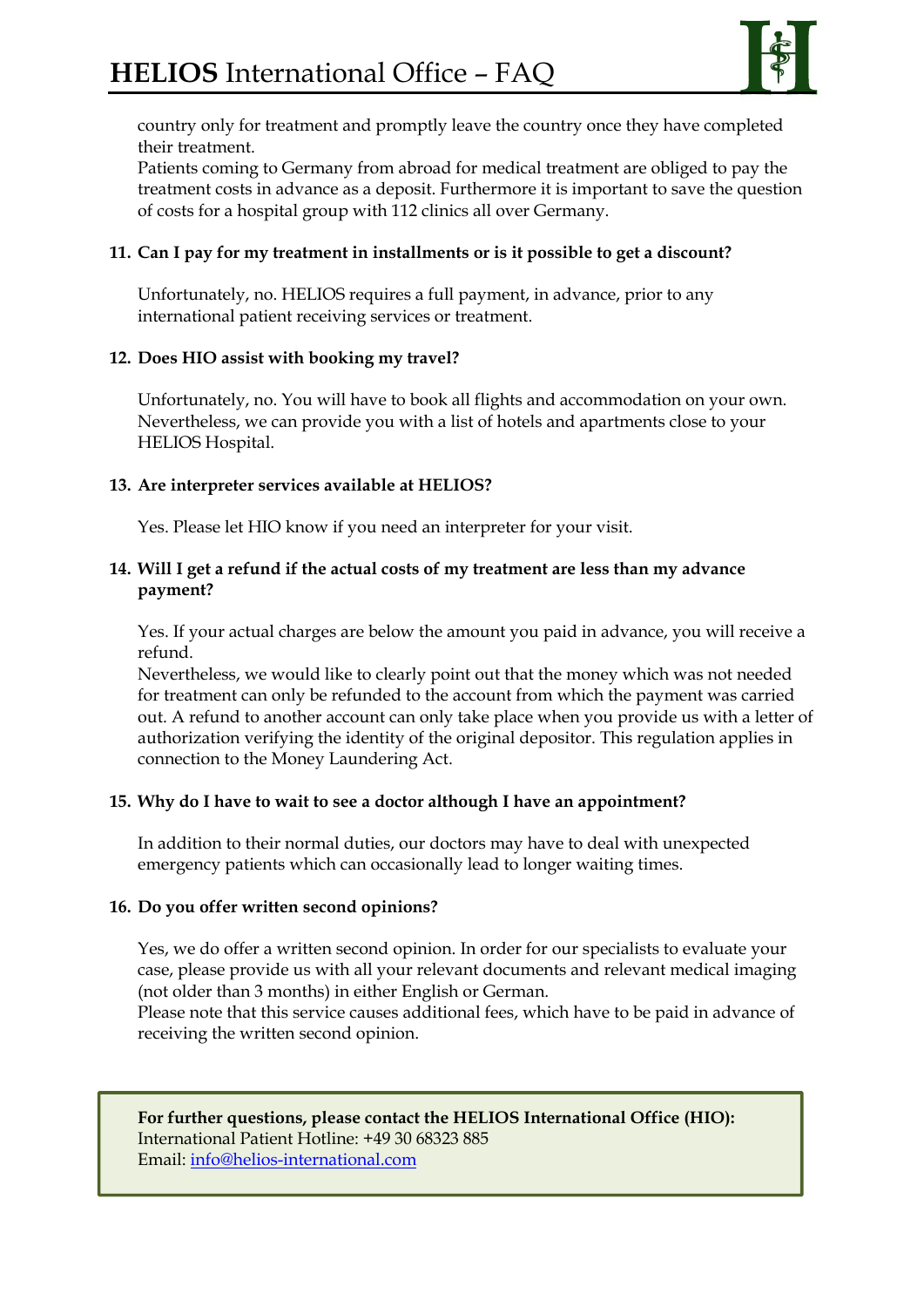country only for treatment and promptly leave the country once they have completed their treatment.
Patients coming to Germany from abroad for medical treatment are obliged to pay the treatment costs in advance as a deposit. Furthermore it is important to save the question of costs for a hospital group with 112 clinics all over Germany.

**11. Can I pay for my treatment in installments or is it possible to get a discount?**

Unfortunately, no. HELIOS requires a full payment, in advance, prior to any international patient receiving services or treatment.

**12. Does HIO assist with booking my travel?**

Unfortunately, no. You will have to book all flights and accommodation on your own. Nevertheless, we can provide you with a list of hotels and apartments close to your HELIOS Hospital.

**13. Are interpreter services available at HELIOS?**

Yes. Please let HIO know if you need an interpreter for your visit.

**14. Will I get a refund if the actual costs of my treatment are less than my advance payment?**

Yes. If your actual charges are below the amount you paid in advance, you will receive a refund.
Nevertheless, we would like to clearly point out that the money which was not needed for treatment can only be refunded to the account from which the payment was carried out. A refund to another account can only take place when you provide us with a letter of authorization verifying the identity of the original depositor. This regulation applies in connection to the Money Laundering Act.

**15. Why do I have to wait to see a doctor although I have an appointment?**

In addition to their normal duties, our doctors may have to deal with unexpected emergency patients which can occasionally lead to longer waiting times.

**16. Do you offer written second opinions?**

Yes, we do offer a written second opinion. In order for our specialists to evaluate your case, please provide us with all your relevant documents and relevant medical imaging (not older than 3 months) in either English or German.
Please note that this service causes additional fees, which have to be paid in advance of receiving the written second opinion.

**For further questions, please contact the HELIOS International Office (HIO):**
International Patient Hotline: +49 30 68323 885
Email: info@helios-international.com